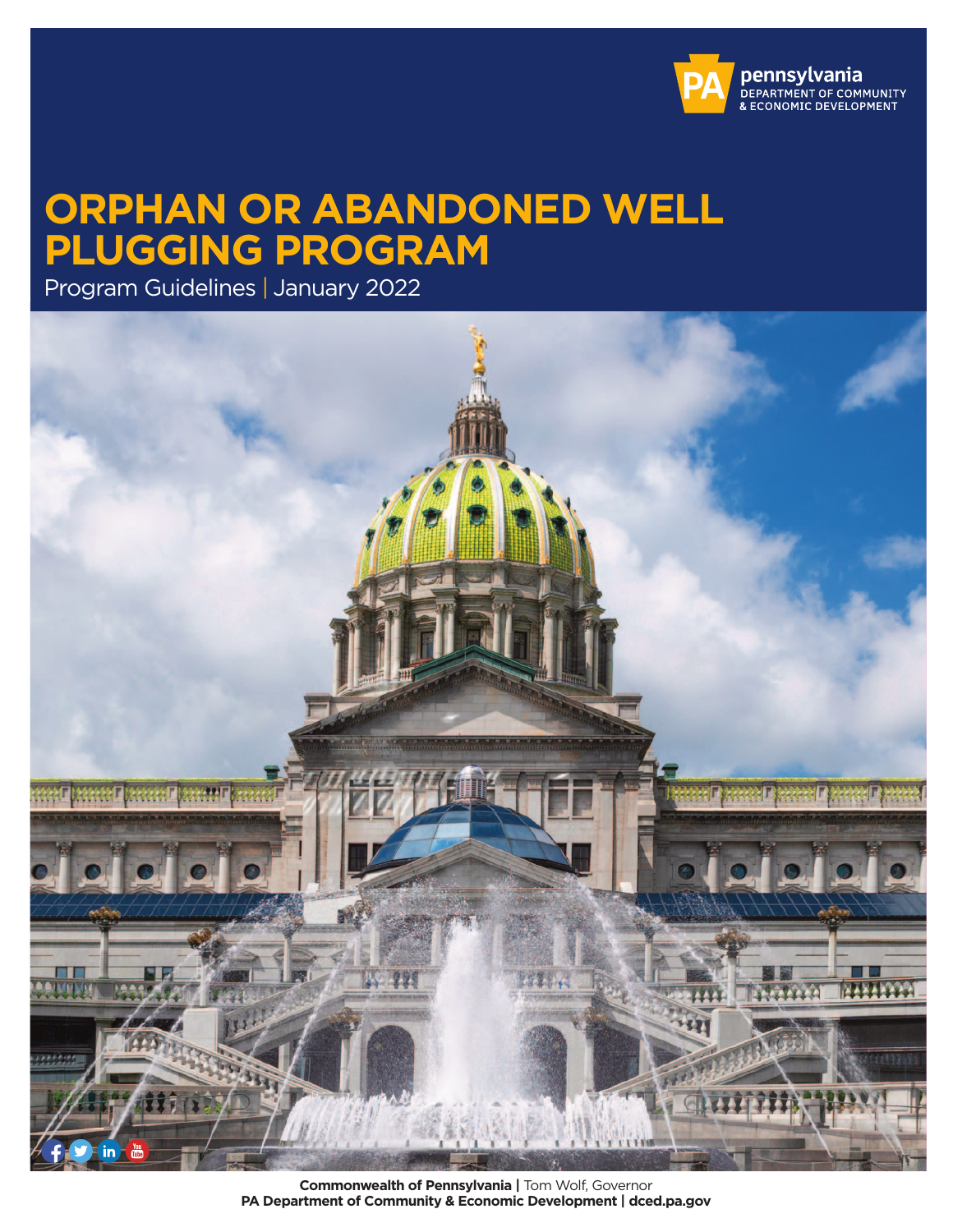pennsylvania
DEPARTMENT OF COMMUNITY
& ECONOMIC DEVELOPMENT

# ORPHAN OR ABANDONED WELL PLUGGING PROGRAM

Program Guidelines | January 2022

**Commonwealth of Pennsylvania |** Tom Wolf, Governor
**PA Department of Community & Economic Development | dced.pa.gov**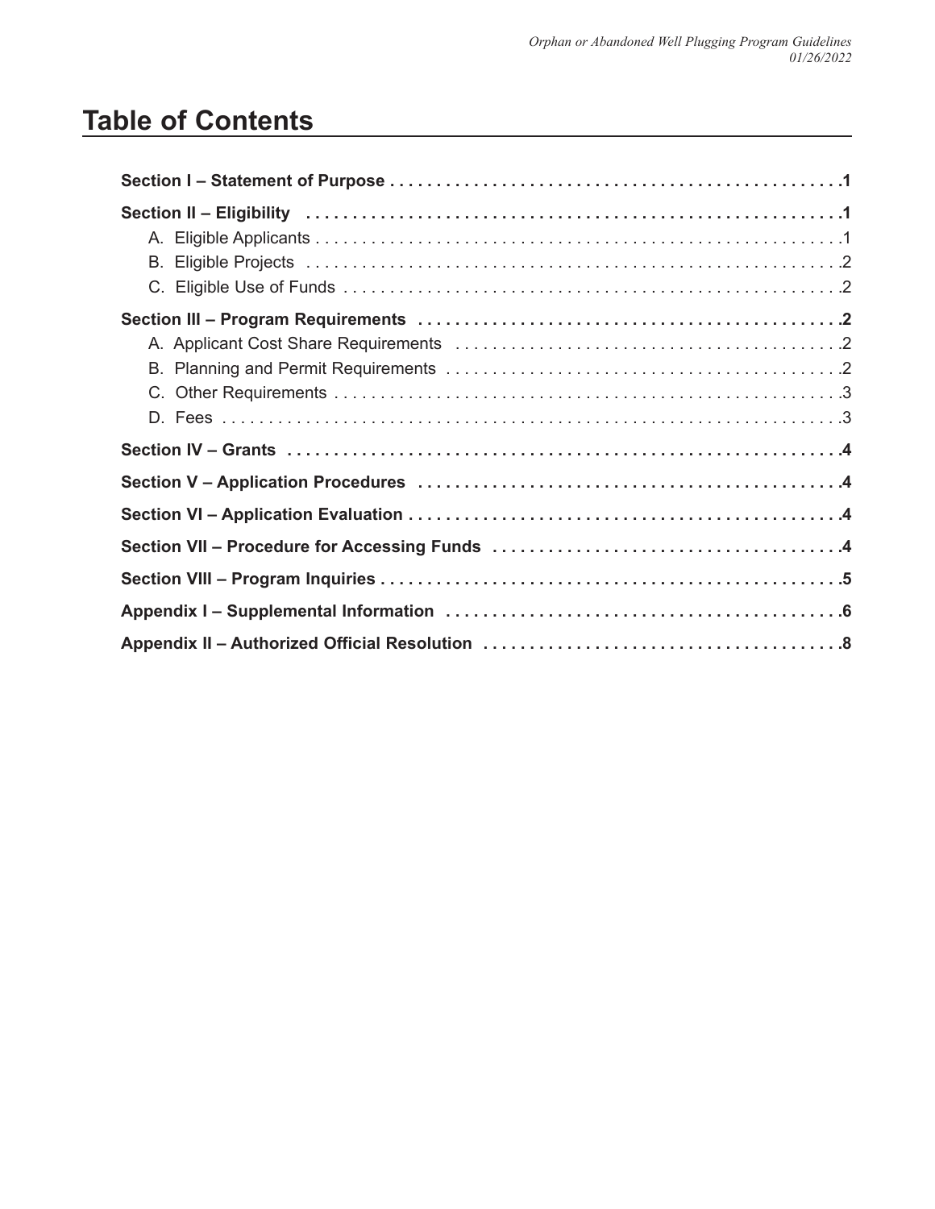# Table of Contents

**Section I – Statement of Purpose** .................................................. **1**

**Section II – Eligibility** .................................................. **1**

- A. Eligible Applicants .................................................. 1
- B. Eligible Projects .................................................. 2
- C. Eligible Use of Funds .................................................. 2

**Section III – Program Requirements** .................................................. **2**

- A. Applicant Cost Share Requirements .................................................. 2
- B. Planning and Permit Requirements .................................................. 2
- C. Other Requirements .................................................. 3
- D. Fees .................................................. 3

**Section IV – Grants** .................................................. **4**

**Section V – Application Procedures** .................................................. **4**

**Section VI – Application Evaluation** .................................................. **4**

**Section VII – Procedure for Accessing Funds** .................................................. **4**

**Section VIII – Program Inquiries** .................................................. **5**

**Appendix I – Supplemental Information** .................................................. **6**

**Appendix II – Authorized Official Resolution** .................................................. **8**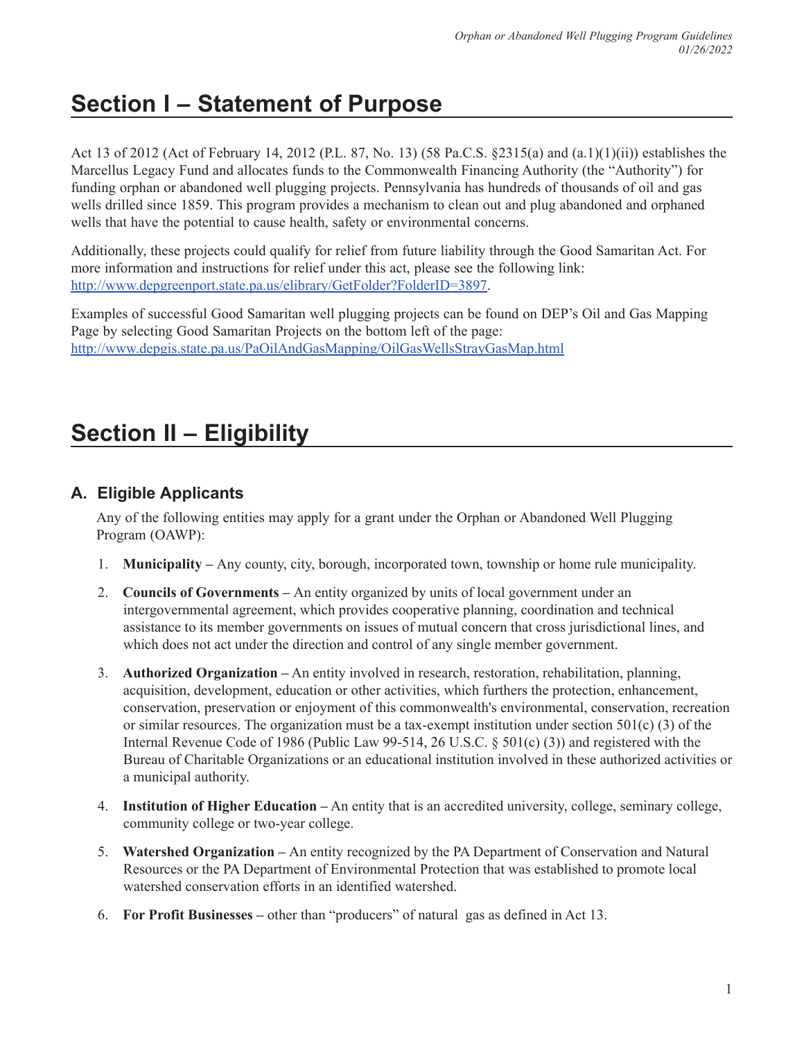# Section I – Statement of Purpose

Act 13 of 2012 (Act of February 14, 2012 (P.L. 87, No. 13) (58 Pa.C.S. §2315(a) and (a.1)(1)(ii)) establishes the Marcellus Legacy Fund and allocates funds to the Commonwealth Financing Authority (the "Authority") for funding orphan or abandoned well plugging projects. Pennsylvania has hundreds of thousands of oil and gas wells drilled since 1859. This program provides a mechanism to clean out and plug abandoned and orphaned wells that have the potential to cause health, safety or environmental concerns.

Additionally, these projects could qualify for relief from future liability through the Good Samaritan Act. For more information and instructions for relief under this act, please see the following link: [http://www.depgreenport.state.pa.us/elibrary/GetFolder?FolderID=3897](http://www.depgreenport.state.pa.us/elibrary/GetFolder?FolderID=3897).

Examples of successful Good Samaritan well plugging projects can be found on DEP's Oil and Gas Mapping Page by selecting Good Samaritan Projects on the bottom left of the page: [http://www.depgis.state.pa.us/PaOilAndGasMapping/OilGasWellsStrayGasMap.html](http://www.depgis.state.pa.us/PaOilAndGasMapping/OilGasWellsStrayGasMap.html)

# Section II – Eligibility

## A. Eligible Applicants

Any of the following entities may apply for a grant under the Orphan or Abandoned Well Plugging Program (OAWP):

1. **Municipality –** Any county, city, borough, incorporated town, township or home rule municipality.
2. **Councils of Governments –** An entity organized by units of local government under an intergovernmental agreement, which provides cooperative planning, coordination and technical assistance to its member governments on issues of mutual concern that cross jurisdictional lines, and which does not act under the direction and control of any single member government.
3. **Authorized Organization –** An entity involved in research, restoration, rehabilitation, planning, acquisition, development, education or other activities, which furthers the protection, enhancement, conservation, preservation or enjoyment of this commonwealth's environmental, conservation, recreation or similar resources. The organization must be a tax-exempt institution under section 501(c) (3) of the Internal Revenue Code of 1986 (Public Law 99-514, 26 U.S.C. § 501(c) (3)) and registered with the Bureau of Charitable Organizations or an educational institution involved in these authorized activities or a municipal authority.
4. **Institution of Higher Education –** An entity that is an accredited university, college, seminary college, community college or two-year college.
5. **Watershed Organization –** An entity recognized by the PA Department of Conservation and Natural Resources or the PA Department of Environmental Protection that was established to promote local watershed conservation efforts in an identified watershed.
6. **For Profit Businesses –** other than "producers" of natural gas as defined in Act 13.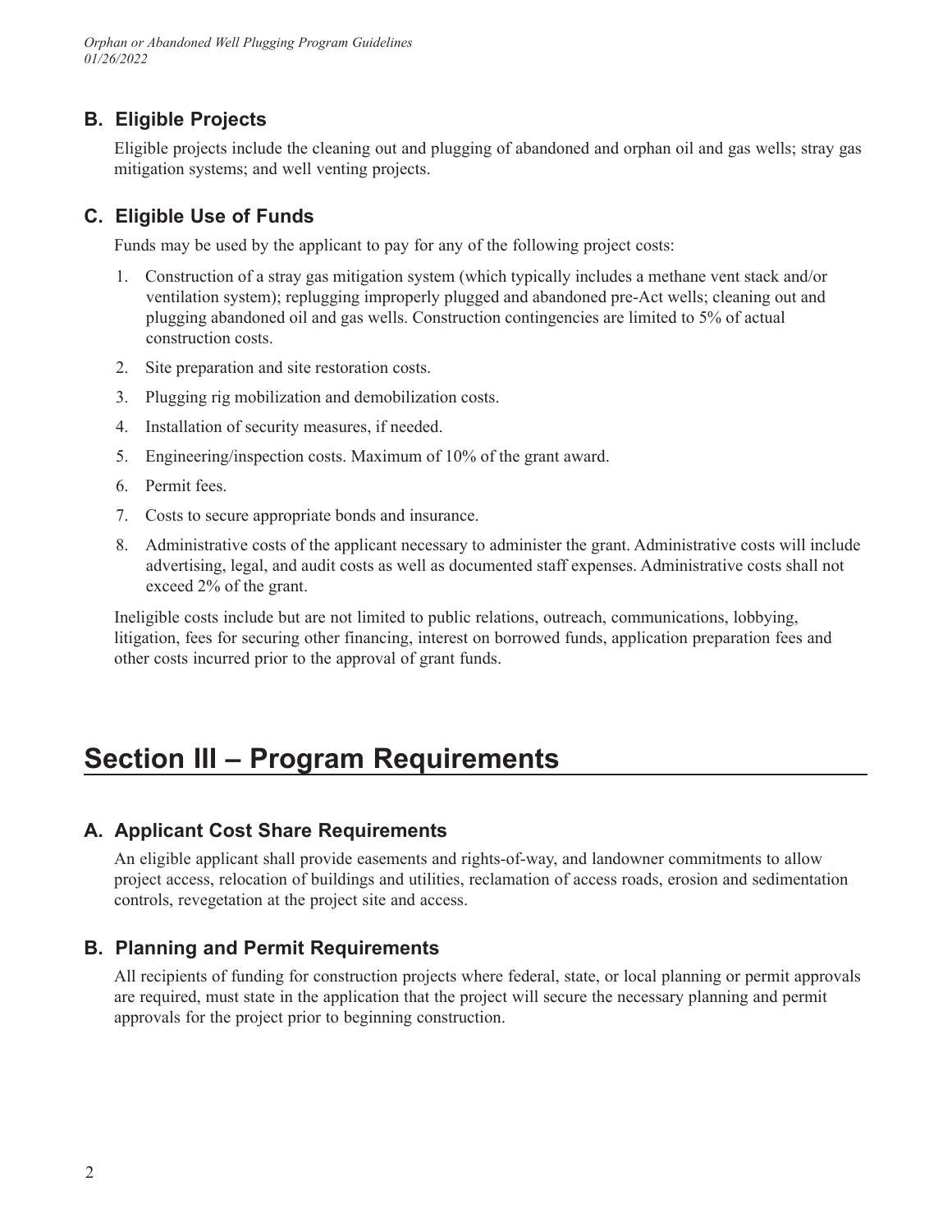### B. Eligible Projects

Eligible projects include the cleaning out and plugging of abandoned and orphan oil and gas wells; stray gas mitigation systems; and well venting projects.

### C. Eligible Use of Funds

Funds may be used by the applicant to pay for any of the following project costs:

1. Construction of a stray gas mitigation system (which typically includes a methane vent stack and/or ventilation system); replugging improperly plugged and abandoned pre-Act wells; cleaning out and plugging abandoned oil and gas wells. Construction contingencies are limited to 5% of actual construction costs.
2. Site preparation and site restoration costs.
3. Plugging rig mobilization and demobilization costs.
4. Installation of security measures, if needed.
5. Engineering/inspection costs. Maximum of 10% of the grant award.
6. Permit fees.
7. Costs to secure appropriate bonds and insurance.
8. Administrative costs of the applicant necessary to administer the grant. Administrative costs will include advertising, legal, and audit costs as well as documented staff expenses. Administrative costs shall not exceed 2% of the grant.

Ineligible costs include but are not limited to public relations, outreach, communications, lobbying, litigation, fees for securing other financing, interest on borrowed funds, application preparation fees and other costs incurred prior to the approval of grant funds.

## Section III – Program Requirements

### A. Applicant Cost Share Requirements

An eligible applicant shall provide easements and rights-of-way, and landowner commitments to allow project access, relocation of buildings and utilities, reclamation of access roads, erosion and sedimentation controls, revegetation at the project site and access.

### B. Planning and Permit Requirements

All recipients of funding for construction projects where federal, state, or local planning or permit approvals are required, must state in the application that the project will secure the necessary planning and permit approvals for the project prior to beginning construction.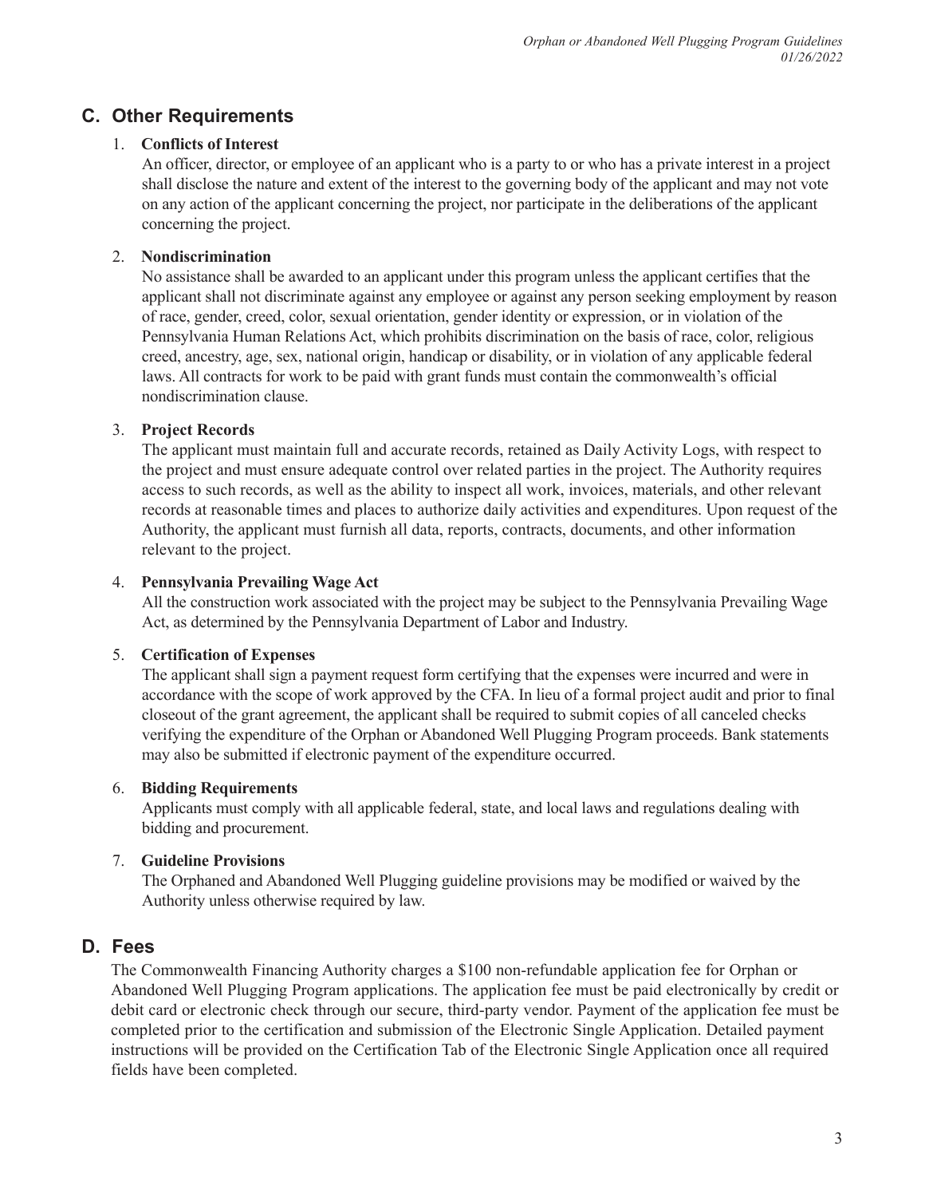## C. Other Requirements

1. **Conflicts of Interest**
   An officer, director, or employee of an applicant who is a party to or who has a private interest in a project shall disclose the nature and extent of the interest to the governing body of the applicant and may not vote on any action of the applicant concerning the project, nor participate in the deliberations of the applicant concerning the project.

2. **Nondiscrimination**
   No assistance shall be awarded to an applicant under this program unless the applicant certifies that the applicant shall not discriminate against any employee or against any person seeking employment by reason of race, gender, creed, color, sexual orientation, gender identity or expression, or in violation of the Pennsylvania Human Relations Act, which prohibits discrimination on the basis of race, color, religious creed, ancestry, age, sex, national origin, handicap or disability, or in violation of any applicable federal laws. All contracts for work to be paid with grant funds must contain the commonwealth's official nondiscrimination clause.

3. **Project Records**
   The applicant must maintain full and accurate records, retained as Daily Activity Logs, with respect to the project and must ensure adequate control over related parties in the project. The Authority requires access to such records, as well as the ability to inspect all work, invoices, materials, and other relevant records at reasonable times and places to authorize daily activities and expenditures. Upon request of the Authority, the applicant must furnish all data, reports, contracts, documents, and other information relevant to the project.

4. **Pennsylvania Prevailing Wage Act**
   All the construction work associated with the project may be subject to the Pennsylvania Prevailing Wage Act, as determined by the Pennsylvania Department of Labor and Industry.

5. **Certification of Expenses**
   The applicant shall sign a payment request form certifying that the expenses were incurred and were in accordance with the scope of work approved by the CFA. In lieu of a formal project audit and prior to final closeout of the grant agreement, the applicant shall be required to submit copies of all canceled checks verifying the expenditure of the Orphan or Abandoned Well Plugging Program proceeds. Bank statements may also be submitted if electronic payment of the expenditure occurred.

6. **Bidding Requirements**
   Applicants must comply with all applicable federal, state, and local laws and regulations dealing with bidding and procurement.

7. **Guideline Provisions**
   The Orphaned and Abandoned Well Plugging guideline provisions may be modified or waived by the Authority unless otherwise required by law.

## D. Fees

The Commonwealth Financing Authority charges a $100 non-refundable application fee for Orphan or Abandoned Well Plugging Program applications. The application fee must be paid electronically by credit or debit card or electronic check through our secure, third-party vendor. Payment of the application fee must be completed prior to the certification and submission of the Electronic Single Application. Detailed payment instructions will be provided on the Certification Tab of the Electronic Single Application once all required fields have been completed.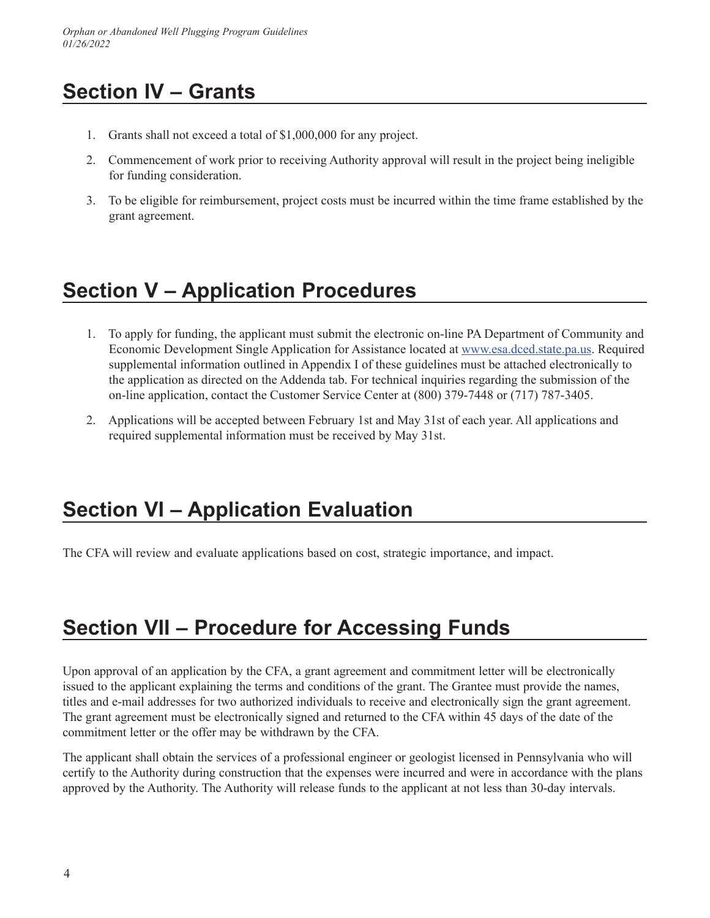## Section IV – Grants

1. Grants shall not exceed a total of $1,000,000 for any project.

2. Commencement of work prior to receiving Authority approval will result in the project being ineligible for funding consideration.

3. To be eligible for reimbursement, project costs must be incurred within the time frame established by the grant agreement.

## Section V – Application Procedures

1. To apply for funding, the applicant must submit the electronic on-line PA Department of Community and Economic Development Single Application for Assistance located at [www.esa.dced.state.pa.us](www.esa.dced.state.pa.us). Required supplemental information outlined in Appendix I of these guidelines must be attached electronically to the application as directed on the Addenda tab. For technical inquiries regarding the submission of the on-line application, contact the Customer Service Center at (800) 379-7448 or (717) 787-3405.

2. Applications will be accepted between February 1st and May 31st of each year. All applications and required supplemental information must be received by May 31st.

## Section VI – Application Evaluation

The CFA will review and evaluate applications based on cost, strategic importance, and impact.

## Section VII – Procedure for Accessing Funds

Upon approval of an application by the CFA, a grant agreement and commitment letter will be electronically issued to the applicant explaining the terms and conditions of the grant. The Grantee must provide the names, titles and e-mail addresses for two authorized individuals to receive and electronically sign the grant agreement. The grant agreement must be electronically signed and returned to the CFA within 45 days of the date of the commitment letter or the offer may be withdrawn by the CFA.

The applicant shall obtain the services of a professional engineer or geologist licensed in Pennsylvania who will certify to the Authority during construction that the expenses were incurred and were in accordance with the plans approved by the Authority. The Authority will release funds to the applicant at not less than 30-day intervals.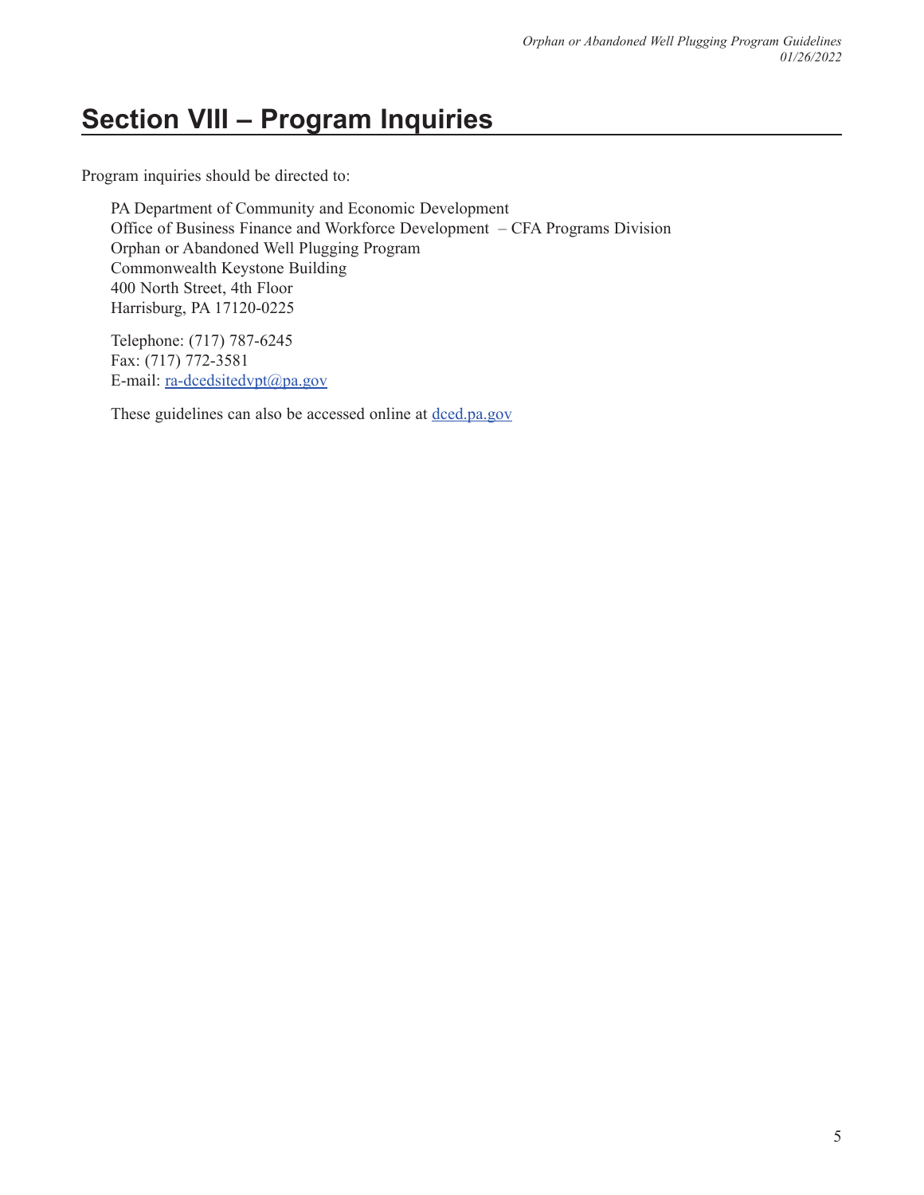## Section VIII – Program Inquiries

Program inquiries should be directed to:

PA Department of Community and Economic Development
Office of Business Finance and Workforce Development – CFA Programs Division
Orphan or Abandoned Well Plugging Program
Commonwealth Keystone Building
400 North Street, 4th Floor
Harrisburg, PA 17120-0225

Telephone: (717) 787-6245
Fax: (717) 772-3581
E-mail: ra-dcedsitedvpt@pa.gov

These guidelines can also be accessed online at dced.pa.gov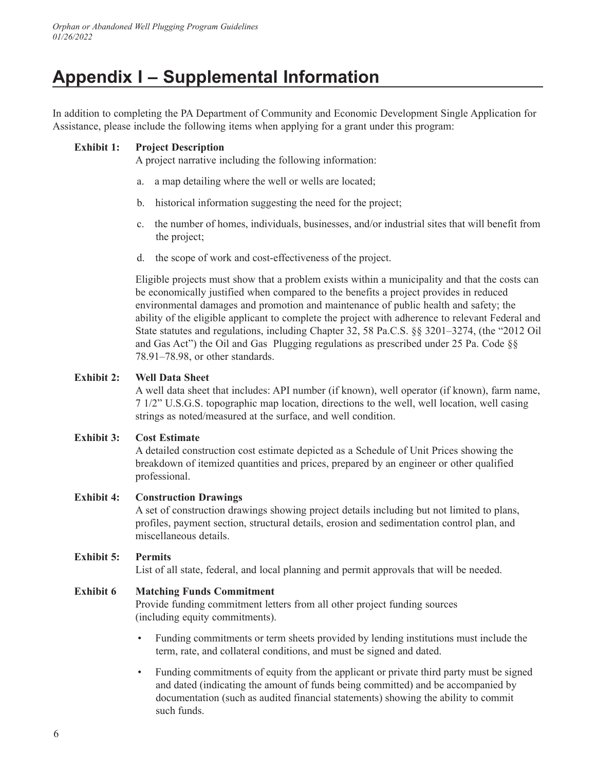# Appendix I – Supplemental Information

In addition to completing the PA Department of Community and Economic Development Single Application for Assistance, please include the following items when applying for a grant under this program:

**Exhibit 1: Project Description**

A project narrative including the following information:

a. a map detailing where the well or wells are located;

b. historical information suggesting the need for the project;

c. the number of homes, individuals, businesses, and/or industrial sites that will benefit from the project;

d. the scope of work and cost-effectiveness of the project.

Eligible projects must show that a problem exists within a municipality and that the costs can be economically justified when compared to the benefits a project provides in reduced environmental damages and promotion and maintenance of public health and safety; the ability of the eligible applicant to complete the project with adherence to relevant Federal and State statutes and regulations, including Chapter 32, 58 Pa.C.S. §§ 3201–3274, (the "2012 Oil and Gas Act") the Oil and Gas Plugging regulations as prescribed under 25 Pa. Code §§ 78.91–78.98, or other standards.

**Exhibit 2: Well Data Sheet**

A well data sheet that includes: API number (if known), well operator (if known), farm name, 7 1/2" U.S.G.S. topographic map location, directions to the well, well location, well casing strings as noted/measured at the surface, and well condition.

**Exhibit 3: Cost Estimate**

A detailed construction cost estimate depicted as a Schedule of Unit Prices showing the breakdown of itemized quantities and prices, prepared by an engineer or other qualified professional.

**Exhibit 4: Construction Drawings**

A set of construction drawings showing project details including but not limited to plans, profiles, payment section, structural details, erosion and sedimentation control plan, and miscellaneous details.

**Exhibit 5: Permits**

List of all state, federal, and local planning and permit approvals that will be needed.

**Exhibit 6 Matching Funds Commitment**

Provide funding commitment letters from all other project funding sources (including equity commitments).

- Funding commitments or term sheets provided by lending institutions must include the term, rate, and collateral conditions, and must be signed and dated.
- Funding commitments of equity from the applicant or private third party must be signed and dated (indicating the amount of funds being committed) and be accompanied by documentation (such as audited financial statements) showing the ability to commit such funds.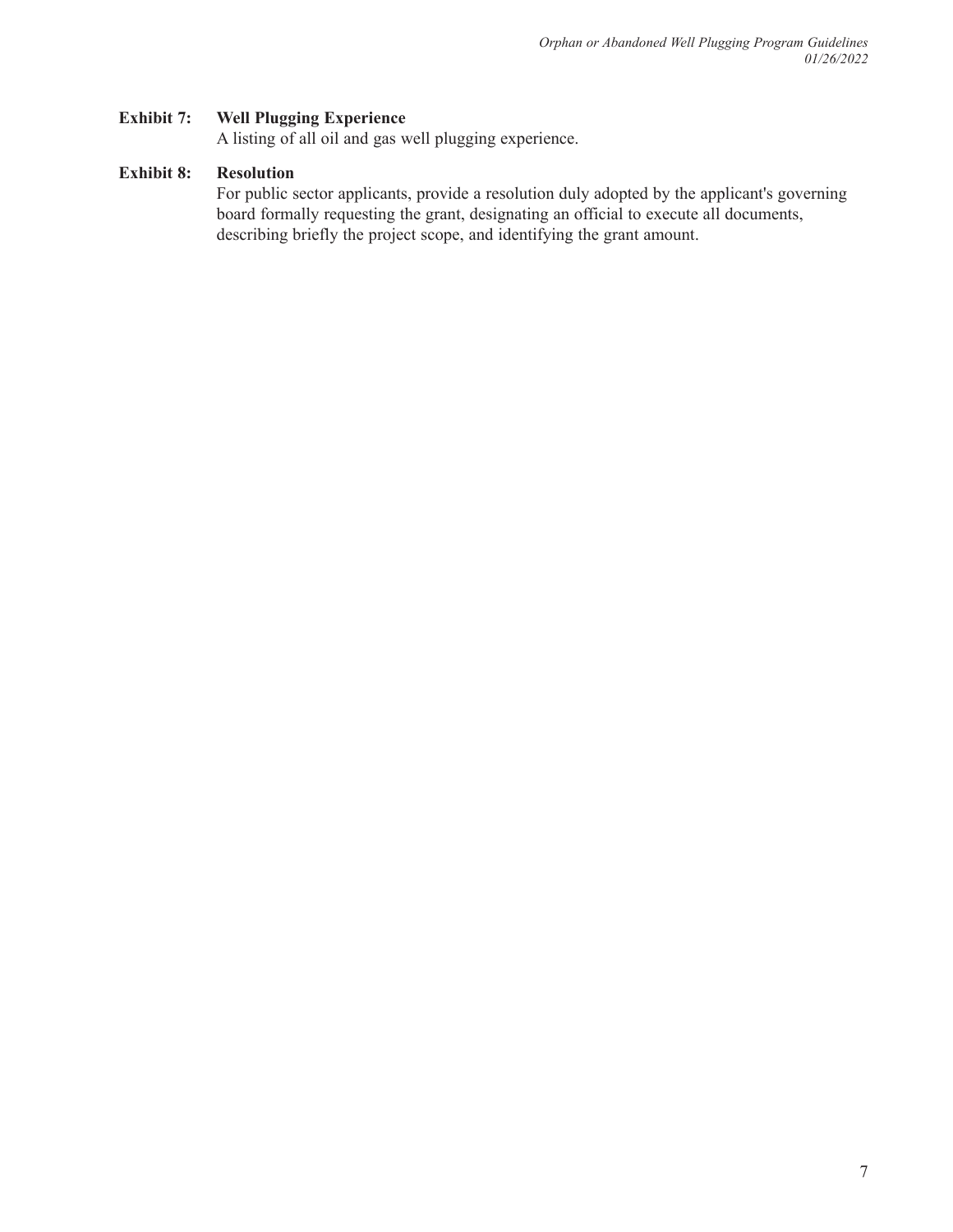**Exhibit 7: Well Plugging Experience**

A listing of all oil and gas well plugging experience.

**Exhibit 8: Resolution**

For public sector applicants, provide a resolution duly adopted by the applicant's governing board formally requesting the grant, designating an official to execute all documents, describing briefly the project scope, and identifying the grant amount.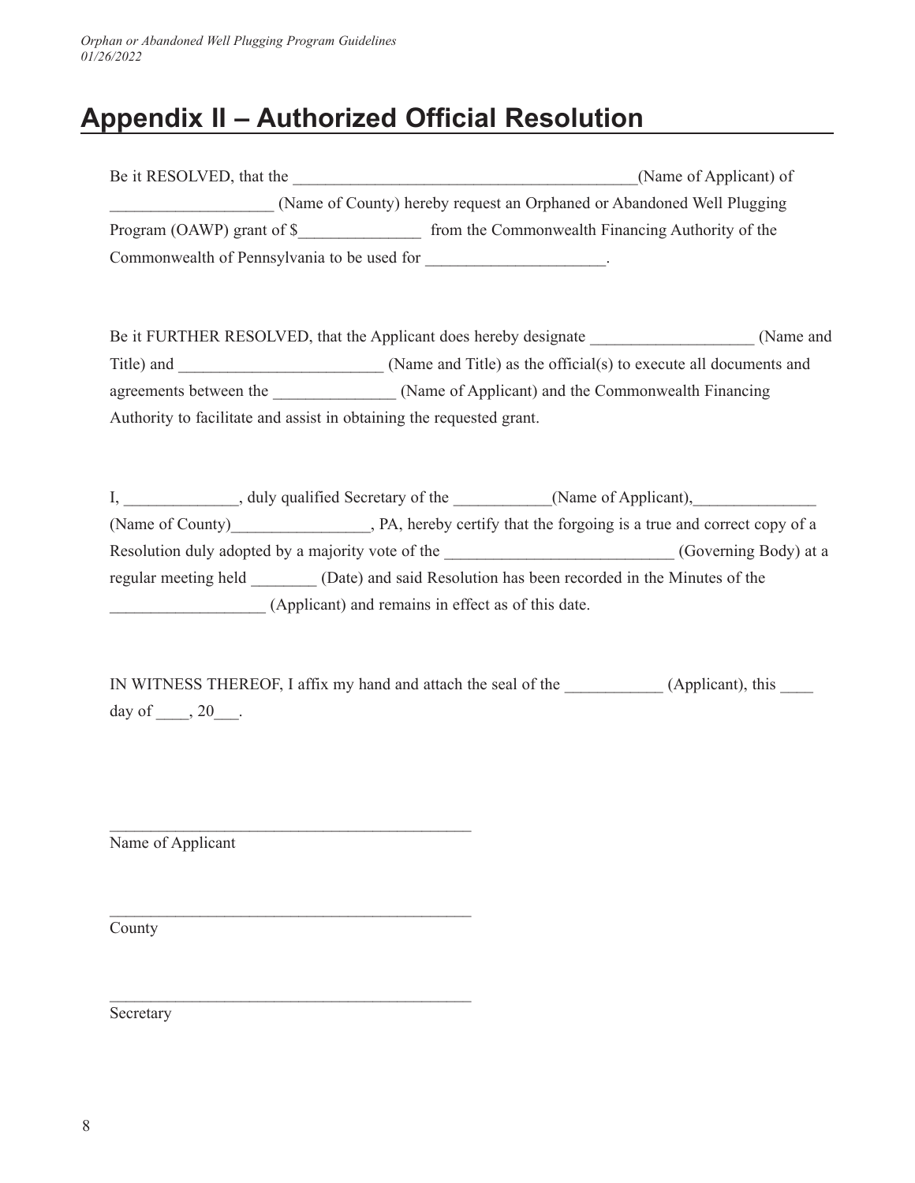# Appendix II – Authorized Official Resolution

Be it RESOLVED, that the __________________________________________(Name of Applicant) of ___________________ (Name of County) hereby request an Orphaned or Abandoned Well Plugging Program (OAWP) grant of $______________ from the Commonwealth Financing Authority of the Commonwealth of Pennsylvania to be used for _____________________.

Be it FURTHER RESOLVED, that the Applicant does hereby designate ___________________ (Name and Title) and ________________________ (Name and Title) as the official(s) to execute all documents and agreements between the ______________ (Name of Applicant) and the Commonwealth Financing Authority to facilitate and assist in obtaining the requested grant.

I, _____________, duly qualified Secretary of the ___________(Name of Applicant),______________ (Name of County)________________, PA, hereby certify that the forgoing is a true and correct copy of a Resolution duly adopted by a majority vote of the ___________________________ (Governing Body) at a regular meeting held ________ (Date) and said Resolution has been recorded in the Minutes of the __________________ (Applicant) and remains in effect as of this date.

IN WITNESS THEREOF, I affix my hand and attach the seal of the ___________ (Applicant), this ____ day of ____, 20___.

____________________________________________
Name of Applicant

____________________________________________
County

____________________________________________
Secretary